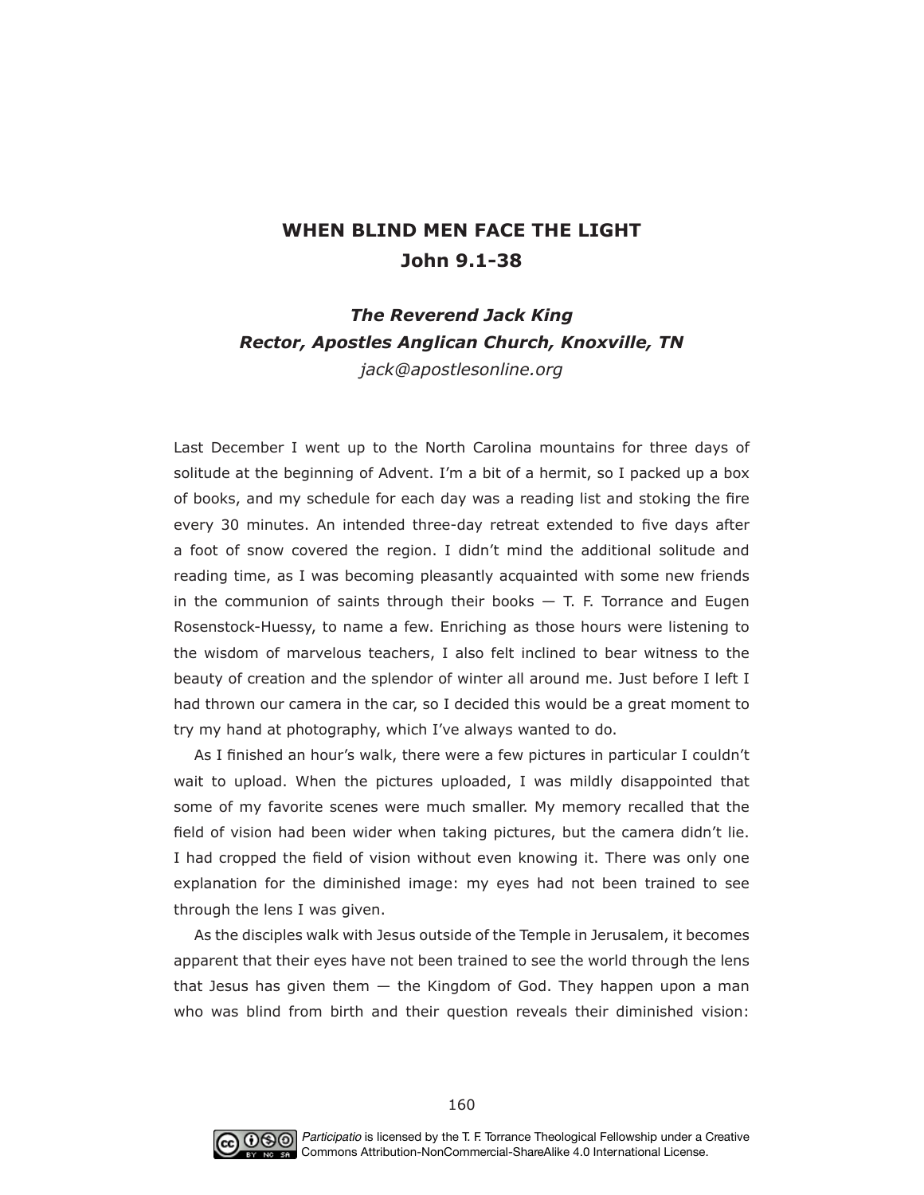# WHEN BLIND MEN FACE THE LIGHT
## John 9.1-38

***The Reverend Jack King***
***Rector, Apostles Anglican Church, Knoxville, TN***
*jack@apostlesonline.org*

Last December I went up to the North Carolina mountains for three days of solitude at the beginning of Advent. I'm a bit of a hermit, so I packed up a box of books, and my schedule for each day was a reading list and stoking the fire every 30 minutes. An intended three-day retreat extended to five days after a foot of snow covered the region. I didn't mind the additional solitude and reading time, as I was becoming pleasantly acquainted with some new friends in the communion of saints through their books — T. F. Torrance and Eugen Rosenstock-Huessy, to name a few. Enriching as those hours were listening to the wisdom of marvelous teachers, I also felt inclined to bear witness to the beauty of creation and the splendor of winter all around me. Just before I left I had thrown our camera in the car, so I decided this would be a great moment to try my hand at photography, which I've always wanted to do.

As I finished an hour's walk, there were a few pictures in particular I couldn't wait to upload. When the pictures uploaded, I was mildly disappointed that some of my favorite scenes were much smaller. My memory recalled that the field of vision had been wider when taking pictures, but the camera didn't lie. I had cropped the field of vision without even knowing it. There was only one explanation for the diminished image: my eyes had not been trained to see through the lens I was given.

As the disciples walk with Jesus outside of the Temple in Jerusalem, it becomes apparent that their eyes have not been trained to see the world through the lens that Jesus has given them — the Kingdom of God. They happen upon a man who was blind from birth and their question reveals their diminished vision: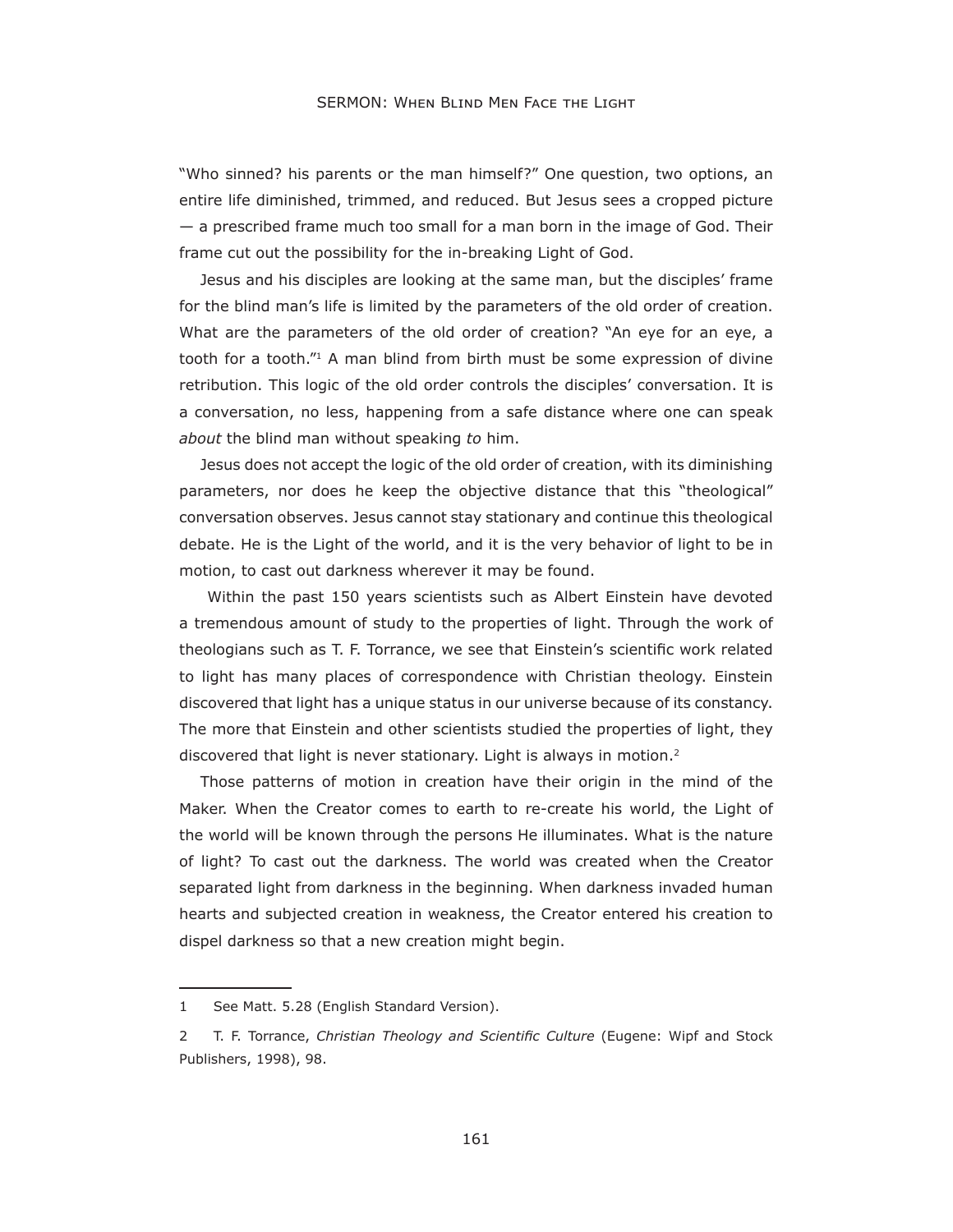"Who sinned? his parents or the man himself?" One question, two options, an entire life diminished, trimmed, and reduced. But Jesus sees a cropped picture — a prescribed frame much too small for a man born in the image of God. Their frame cut out the possibility for the in-breaking Light of God.

Jesus and his disciples are looking at the same man, but the disciples' frame for the blind man's life is limited by the parameters of the old order of creation. What are the parameters of the old order of creation? "An eye for an eye, a tooth for a tooth."[1] A man blind from birth must be some expression of divine retribution. This logic of the old order controls the disciples' conversation. It is a conversation, no less, happening from a safe distance where one can speak *about* the blind man without speaking *to* him.

Jesus does not accept the logic of the old order of creation, with its diminishing parameters, nor does he keep the objective distance that this "theological" conversation observes. Jesus cannot stay stationary and continue this theological debate. He is the Light of the world, and it is the very behavior of light to be in motion, to cast out darkness wherever it may be found.

Within the past 150 years scientists such as Albert Einstein have devoted a tremendous amount of study to the properties of light. Through the work of theologians such as T. F. Torrance, we see that Einstein's scientific work related to light has many places of correspondence with Christian theology. Einstein discovered that light has a unique status in our universe because of its constancy. The more that Einstein and other scientists studied the properties of light, they discovered that light is never stationary. Light is always in motion.[2]

Those patterns of motion in creation have their origin in the mind of the Maker. When the Creator comes to earth to re-create his world, the Light of the world will be known through the persons He illuminates. What is the nature of light? To cast out the darkness. The world was created when the Creator separated light from darkness in the beginning. When darkness invaded human hearts and subjected creation in weakness, the Creator entered his creation to dispel darkness so that a new creation might begin.

---

1 See Matt. 5.28 (English Standard Version).

2 T. F. Torrance, *Christian Theology and Scientific Culture* (Eugene: Wipf and Stock Publishers, 1998), 98.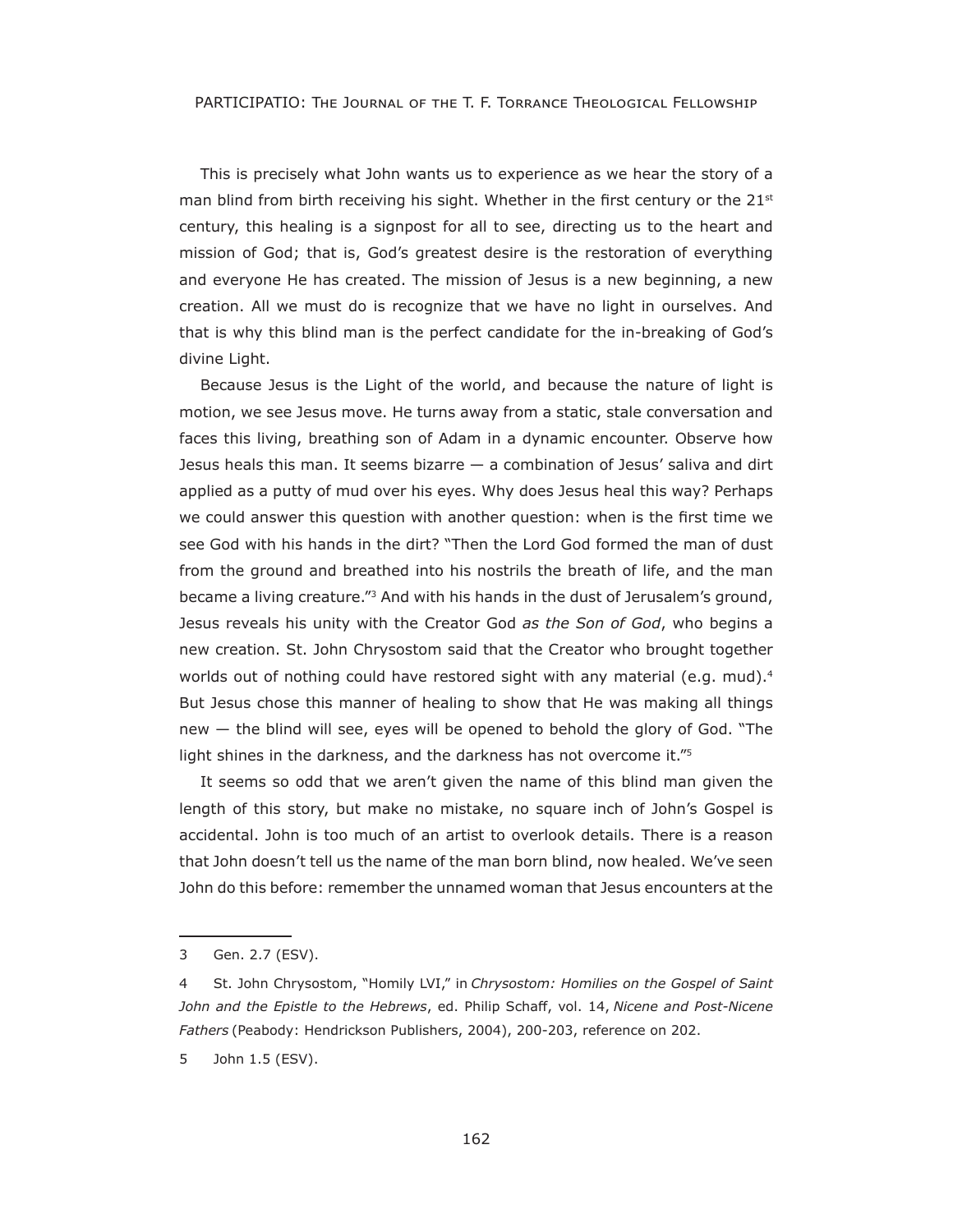This is precisely what John wants us to experience as we hear the story of a man blind from birth receiving his sight. Whether in the first century or the 21st century, this healing is a signpost for all to see, directing us to the heart and mission of God; that is, God's greatest desire is the restoration of everything and everyone He has created. The mission of Jesus is a new beginning, a new creation. All we must do is recognize that we have no light in ourselves. And that is why this blind man is the perfect candidate for the in-breaking of God's divine Light.

Because Jesus is the Light of the world, and because the nature of light is motion, we see Jesus move. He turns away from a static, stale conversation and faces this living, breathing son of Adam in a dynamic encounter. Observe how Jesus heals this man. It seems bizarre — a combination of Jesus' saliva and dirt applied as a putty of mud over his eyes. Why does Jesus heal this way? Perhaps we could answer this question with another question: when is the first time we see God with his hands in the dirt? "Then the Lord God formed the man of dust from the ground and breathed into his nostrils the breath of life, and the man became a living creature."[3] And with his hands in the dust of Jerusalem's ground, Jesus reveals his unity with the Creator God *as the Son of God*, who begins a new creation. St. John Chrysostom said that the Creator who brought together worlds out of nothing could have restored sight with any material (e.g. mud).[4] But Jesus chose this manner of healing to show that He was making all things new — the blind will see, eyes will be opened to behold the glory of God. "The light shines in the darkness, and the darkness has not overcome it."[5]

It seems so odd that we aren't given the name of this blind man given the length of this story, but make no mistake, no square inch of John's Gospel is accidental. John is too much of an artist to overlook details. There is a reason that John doesn't tell us the name of the man born blind, now healed. We've seen John do this before: remember the unnamed woman that Jesus encounters at the

---

3 Gen. 2.7 (ESV).

4 St. John Chrysostom, "Homily LVI," in *Chrysostom: Homilies on the Gospel of Saint John and the Epistle to the Hebrews*, ed. Philip Schaff, vol. 14, *Nicene and Post-Nicene Fathers* (Peabody: Hendrickson Publishers, 2004), 200-203, reference on 202.

5 John 1.5 (ESV).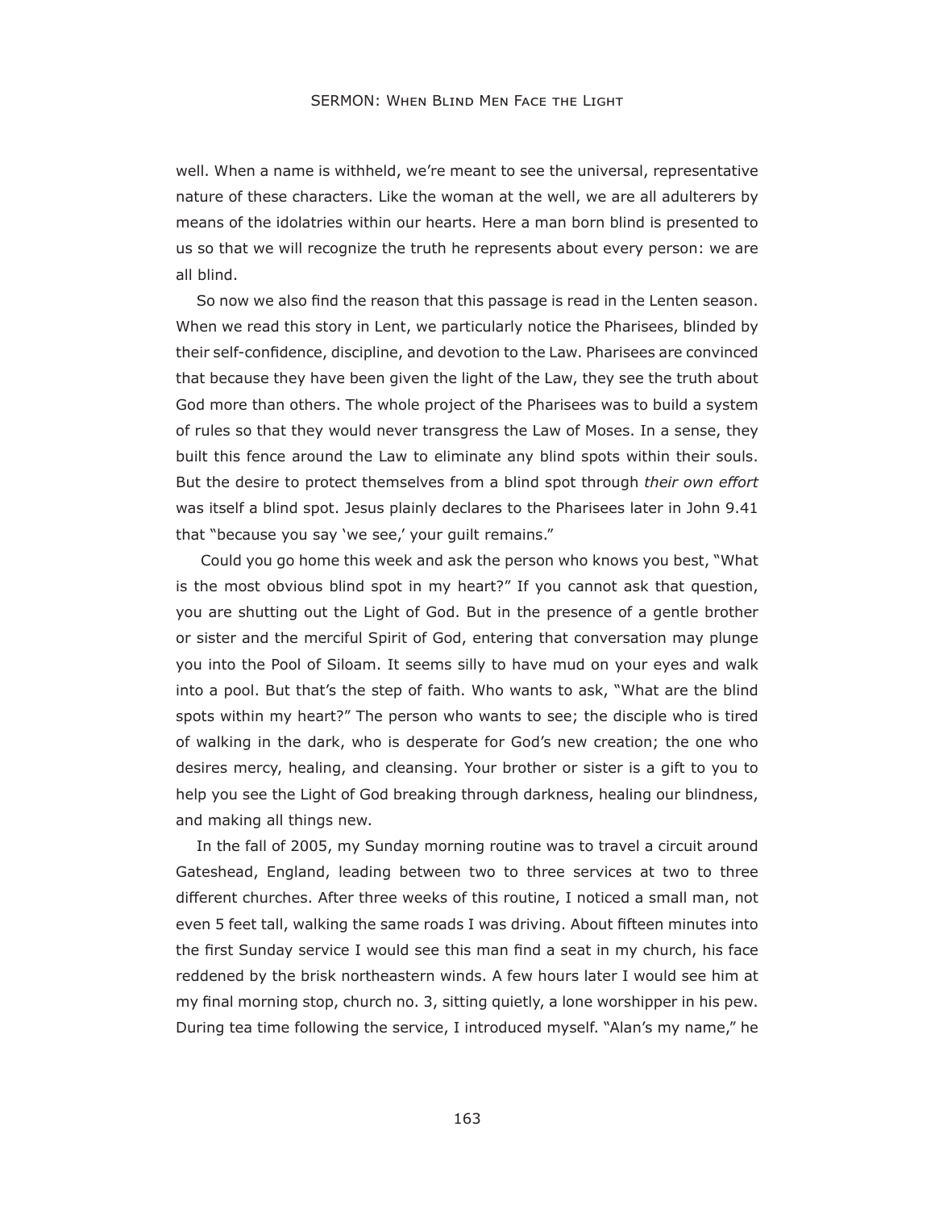well. When a name is withheld, we're meant to see the universal, representative nature of these characters. Like the woman at the well, we are all adulterers by means of the idolatries within our hearts. Here a man born blind is presented to us so that we will recognize the truth he represents about every person: we are all blind.

So now we also find the reason that this passage is read in the Lenten season. When we read this story in Lent, we particularly notice the Pharisees, blinded by their self-confidence, discipline, and devotion to the Law. Pharisees are convinced that because they have been given the light of the Law, they see the truth about God more than others. The whole project of the Pharisees was to build a system of rules so that they would never transgress the Law of Moses. In a sense, they built this fence around the Law to eliminate any blind spots within their souls. But the desire to protect themselves from a blind spot through *their own effort* was itself a blind spot. Jesus plainly declares to the Pharisees later in John 9.41 that "because you say 'we see,' your guilt remains."

Could you go home this week and ask the person who knows you best, "What is the most obvious blind spot in my heart?" If you cannot ask that question, you are shutting out the Light of God. But in the presence of a gentle brother or sister and the merciful Spirit of God, entering that conversation may plunge you into the Pool of Siloam. It seems silly to have mud on your eyes and walk into a pool. But that's the step of faith. Who wants to ask, "What are the blind spots within my heart?" The person who wants to see; the disciple who is tired of walking in the dark, who is desperate for God's new creation; the one who desires mercy, healing, and cleansing. Your brother or sister is a gift to you to help you see the Light of God breaking through darkness, healing our blindness, and making all things new.

In the fall of 2005, my Sunday morning routine was to travel a circuit around Gateshead, England, leading between two to three services at two to three different churches. After three weeks of this routine, I noticed a small man, not even 5 feet tall, walking the same roads I was driving. About fifteen minutes into the first Sunday service I would see this man find a seat in my church, his face reddened by the brisk northeastern winds. A few hours later I would see him at my final morning stop, church no. 3, sitting quietly, a lone worshipper in his pew. During tea time following the service, I introduced myself. "Alan's my name," he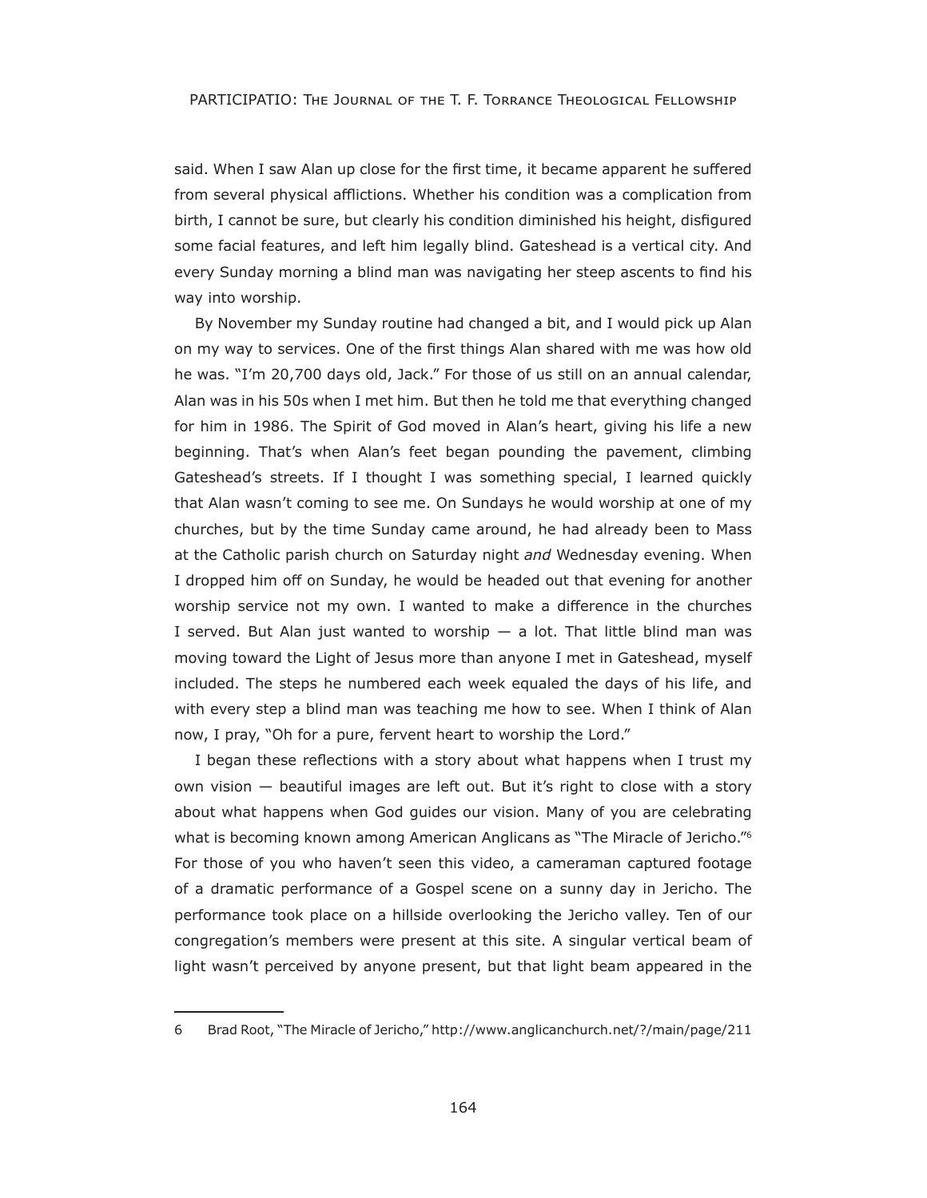said. When I saw Alan up close for the first time, it became apparent he suffered from several physical afflictions. Whether his condition was a complication from birth, I cannot be sure, but clearly his condition diminished his height, disfigured some facial features, and left him legally blind. Gateshead is a vertical city. And every Sunday morning a blind man was navigating her steep ascents to find his way into worship.

By November my Sunday routine had changed a bit, and I would pick up Alan on my way to services. One of the first things Alan shared with me was how old he was. "I'm 20,700 days old, Jack." For those of us still on an annual calendar, Alan was in his 50s when I met him. But then he told me that everything changed for him in 1986. The Spirit of God moved in Alan's heart, giving his life a new beginning. That's when Alan's feet began pounding the pavement, climbing Gateshead's streets. If I thought I was something special, I learned quickly that Alan wasn't coming to see me. On Sundays he would worship at one of my churches, but by the time Sunday came around, he had already been to Mass at the Catholic parish church on Saturday night *and* Wednesday evening. When I dropped him off on Sunday, he would be headed out that evening for another worship service not my own. I wanted to make a difference in the churches I served. But Alan just wanted to worship — a lot. That little blind man was moving toward the Light of Jesus more than anyone I met in Gateshead, myself included. The steps he numbered each week equaled the days of his life, and with every step a blind man was teaching me how to see. When I think of Alan now, I pray, "Oh for a pure, fervent heart to worship the Lord."

I began these reflections with a story about what happens when I trust my own vision — beautiful images are left out. But it's right to close with a story about what happens when God guides our vision. Many of you are celebrating what is becoming known among American Anglicans as "The Miracle of Jericho."[6] For those of you who haven't seen this video, a cameraman captured footage of a dramatic performance of a Gospel scene on a sunny day in Jericho. The performance took place on a hillside overlooking the Jericho valley. Ten of our congregation's members were present at this site. A singular vertical beam of light wasn't perceived by anyone present, but that light beam appeared in the

---

6 Brad Root, "The Miracle of Jericho," http://www.anglicanchurch.net/?/main/page/211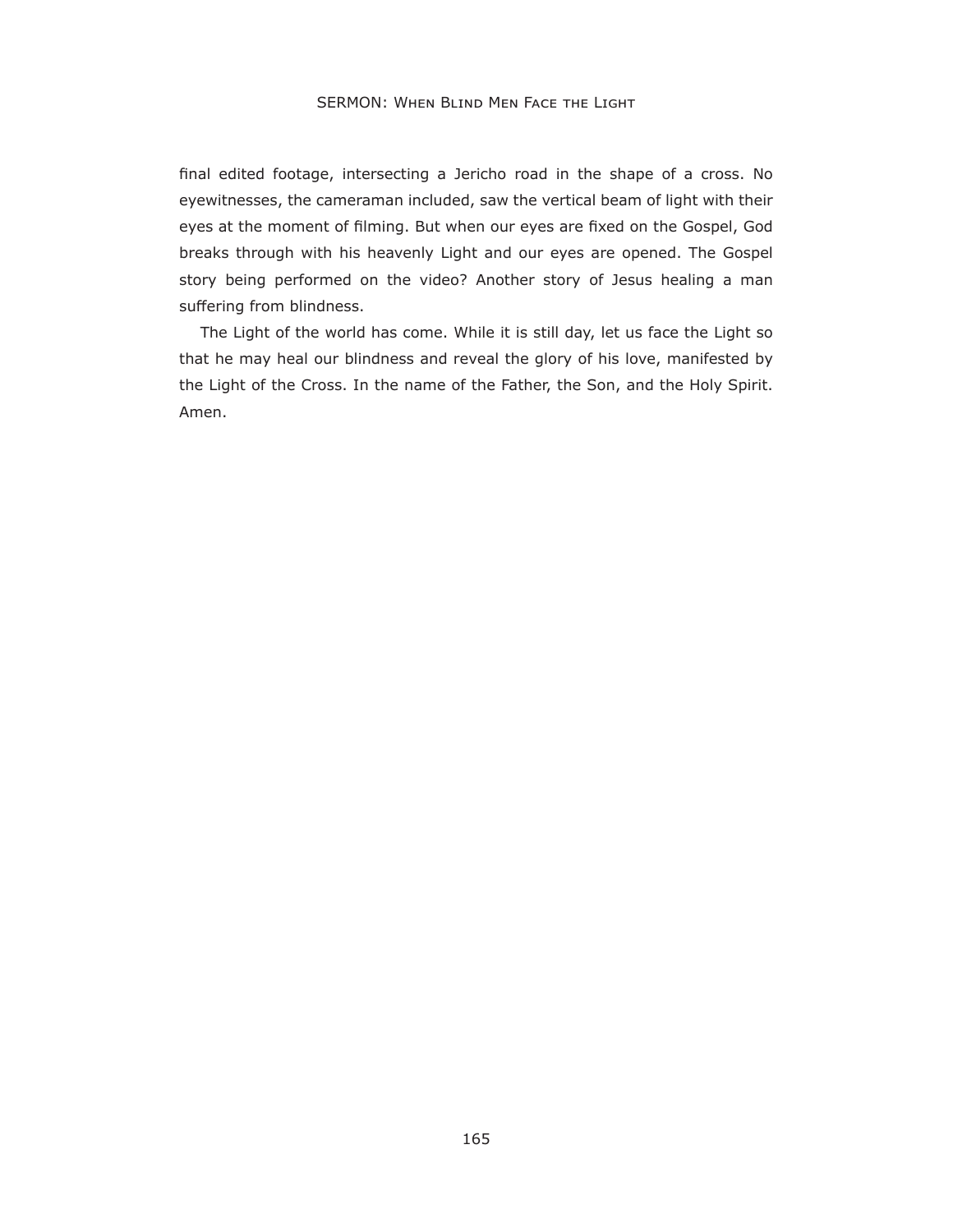final edited footage, intersecting a Jericho road in the shape of a cross. No eyewitnesses, the cameraman included, saw the vertical beam of light with their eyes at the moment of filming. But when our eyes are fixed on the Gospel, God breaks through with his heavenly Light and our eyes are opened. The Gospel story being performed on the video? Another story of Jesus healing a man suffering from blindness.

The Light of the world has come. While it is still day, let us face the Light so that he may heal our blindness and reveal the glory of his love, manifested by the Light of the Cross. In the name of the Father, the Son, and the Holy Spirit. Amen.